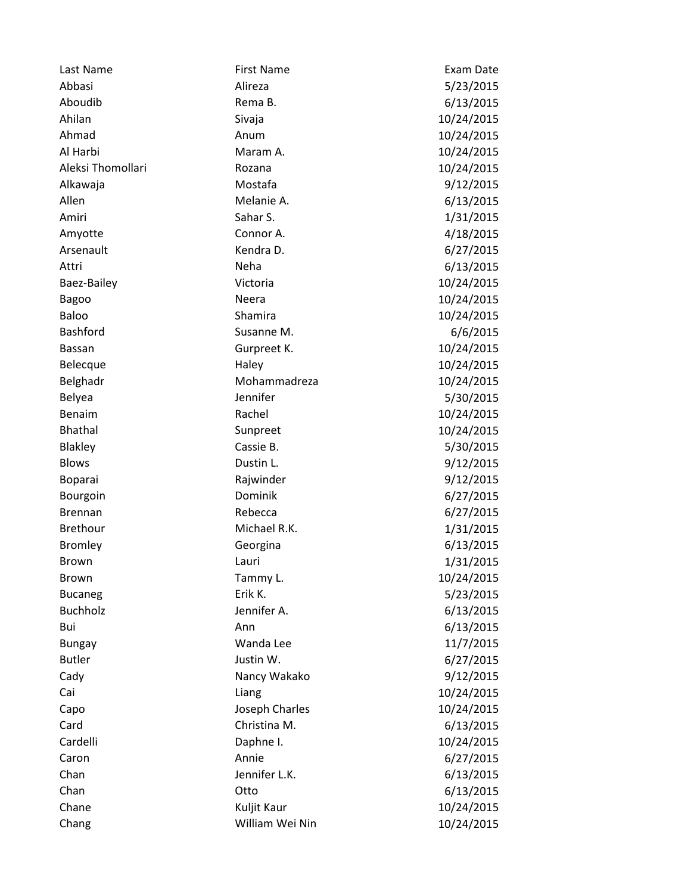| Last Name | First Name | Exam Date |
|---|---|---|
| Abbasi | Alireza | 5/23/2015 |
| Aboudib | Rema B. | 6/13/2015 |
| Ahilan | Sivaja | 10/24/2015 |
| Ahmad | Anum | 10/24/2015 |
| Al Harbi | Maram A. | 10/24/2015 |
| Aleksi Thomollari | Rozana | 10/24/2015 |
| Alkawaja | Mostafa | 9/12/2015 |
| Allen | Melanie A. | 6/13/2015 |
| Amiri | Sahar S. | 1/31/2015 |
| Amyotte | Connor A. | 4/18/2015 |
| Arsenault | Kendra D. | 6/27/2015 |
| Attri | Neha | 6/13/2015 |
| Baez-Bailey | Victoria | 10/24/2015 |
| Bagoo | Neera | 10/24/2015 |
| Baloo | Shamira | 10/24/2015 |
| Bashford | Susanne M. | 6/6/2015 |
| Bassan | Gurpreet K. | 10/24/2015 |
| Belecque | Haley | 10/24/2015 |
| Belghadr | Mohammadreza | 10/24/2015 |
| Belyea | Jennifer | 5/30/2015 |
| Benaim | Rachel | 10/24/2015 |
| Bhathal | Sunpreet | 10/24/2015 |
| Blakley | Cassie B. | 5/30/2015 |
| Blows | Dustin L. | 9/12/2015 |
| Boparai | Rajwinder | 9/12/2015 |
| Bourgoin | Dominik | 6/27/2015 |
| Brennan | Rebecca | 6/27/2015 |
| Brethour | Michael R.K. | 1/31/2015 |
| Bromley | Georgina | 6/13/2015 |
| Brown | Lauri | 1/31/2015 |
| Brown | Tammy L. | 10/24/2015 |
| Bucaneg | Erik K. | 5/23/2015 |
| Buchholz | Jennifer A. | 6/13/2015 |
| Bui | Ann | 6/13/2015 |
| Bungay | Wanda Lee | 11/7/2015 |
| Butler | Justin W. | 6/27/2015 |
| Cady | Nancy Wakako | 9/12/2015 |
| Cai | Liang | 10/24/2015 |
| Capo | Joseph Charles | 10/24/2015 |
| Card | Christina M. | 6/13/2015 |
| Cardelli | Daphne I. | 10/24/2015 |
| Caron | Annie | 6/27/2015 |
| Chan | Jennifer L.K. | 6/13/2015 |
| Chan | Otto | 6/13/2015 |
| Chane | Kuljit Kaur | 10/24/2015 |
| Chang | William Wei Nin | 10/24/2015 |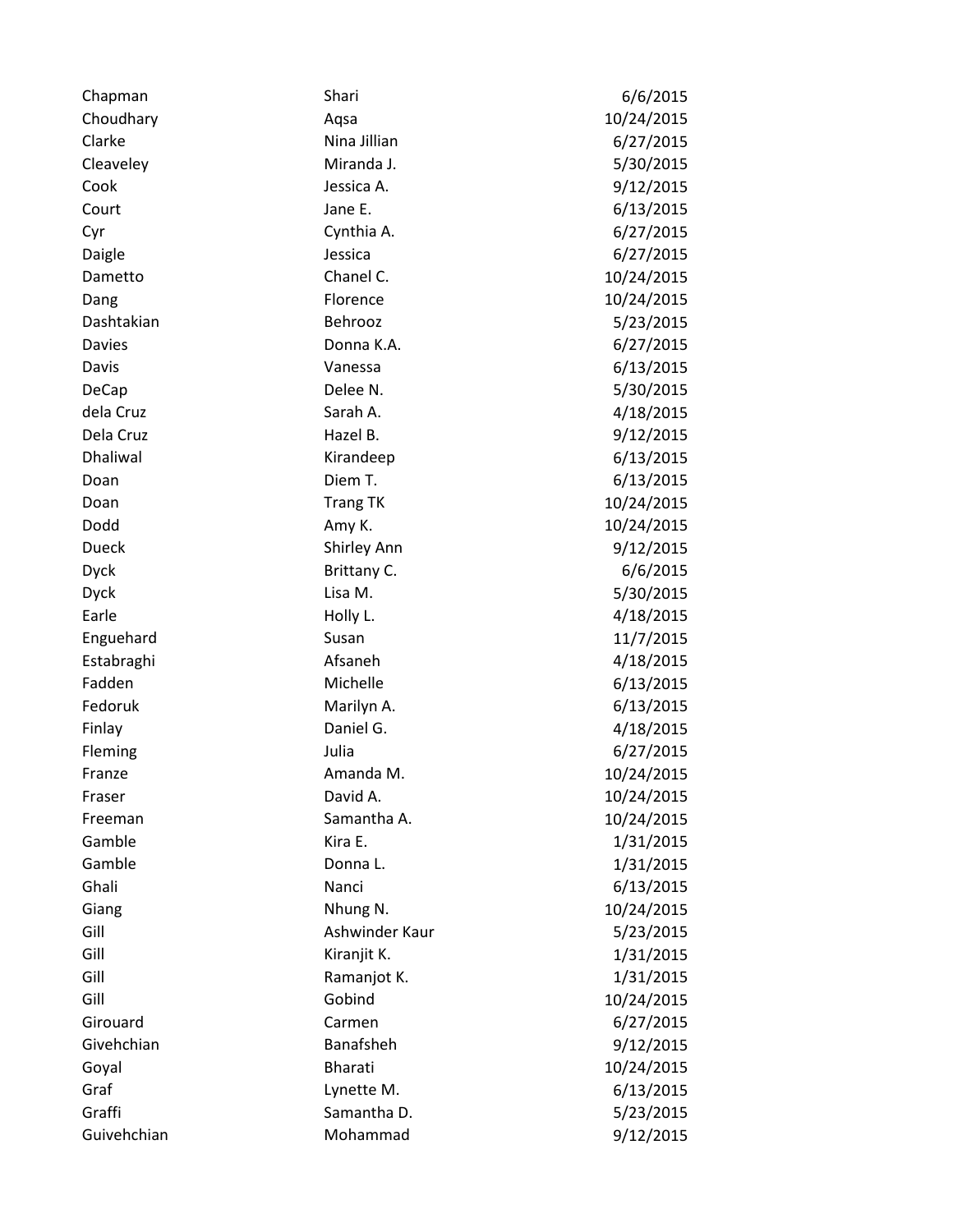| | | |
|---|---|---|
| Chapman | Shari | 6/6/2015 |
| Choudhary | Aqsa | 10/24/2015 |
| Clarke | Nina Jillian | 6/27/2015 |
| Cleaveley | Miranda J. | 5/30/2015 |
| Cook | Jessica A. | 9/12/2015 |
| Court | Jane E. | 6/13/2015 |
| Cyr | Cynthia A. | 6/27/2015 |
| Daigle | Jessica | 6/27/2015 |
| Dametto | Chanel C. | 10/24/2015 |
| Dang | Florence | 10/24/2015 |
| Dashtakian | Behrooz | 5/23/2015 |
| Davies | Donna K.A. | 6/27/2015 |
| Davis | Vanessa | 6/13/2015 |
| DeCap | Delee N. | 5/30/2015 |
| dela Cruz | Sarah A. | 4/18/2015 |
| Dela Cruz | Hazel B. | 9/12/2015 |
| Dhaliwal | Kirandeep | 6/13/2015 |
| Doan | Diem T. | 6/13/2015 |
| Doan | Trang TK | 10/24/2015 |
| Dodd | Amy K. | 10/24/2015 |
| Dueck | Shirley Ann | 9/12/2015 |
| Dyck | Brittany C. | 6/6/2015 |
| Dyck | Lisa M. | 5/30/2015 |
| Earle | Holly L. | 4/18/2015 |
| Enguehard | Susan | 11/7/2015 |
| Estabraghi | Afsaneh | 4/18/2015 |
| Fadden | Michelle | 6/13/2015 |
| Fedoruk | Marilyn A. | 6/13/2015 |
| Finlay | Daniel G. | 4/18/2015 |
| Fleming | Julia | 6/27/2015 |
| Franze | Amanda M. | 10/24/2015 |
| Fraser | David A. | 10/24/2015 |
| Freeman | Samantha A. | 10/24/2015 |
| Gamble | Kira E. | 1/31/2015 |
| Gamble | Donna L. | 1/31/2015 |
| Ghali | Nanci | 6/13/2015 |
| Giang | Nhung N. | 10/24/2015 |
| Gill | Ashwinder Kaur | 5/23/2015 |
| Gill | Kiranjit K. | 1/31/2015 |
| Gill | Ramanjot K. | 1/31/2015 |
| Gill | Gobind | 10/24/2015 |
| Girouard | Carmen | 6/27/2015 |
| Givehchian | Banafsheh | 9/12/2015 |
| Goyal | Bharati | 10/24/2015 |
| Graf | Lynette M. | 6/13/2015 |
| Graffi | Samantha D. | 5/23/2015 |
| Guivehchian | Mohammad | 9/12/2015 |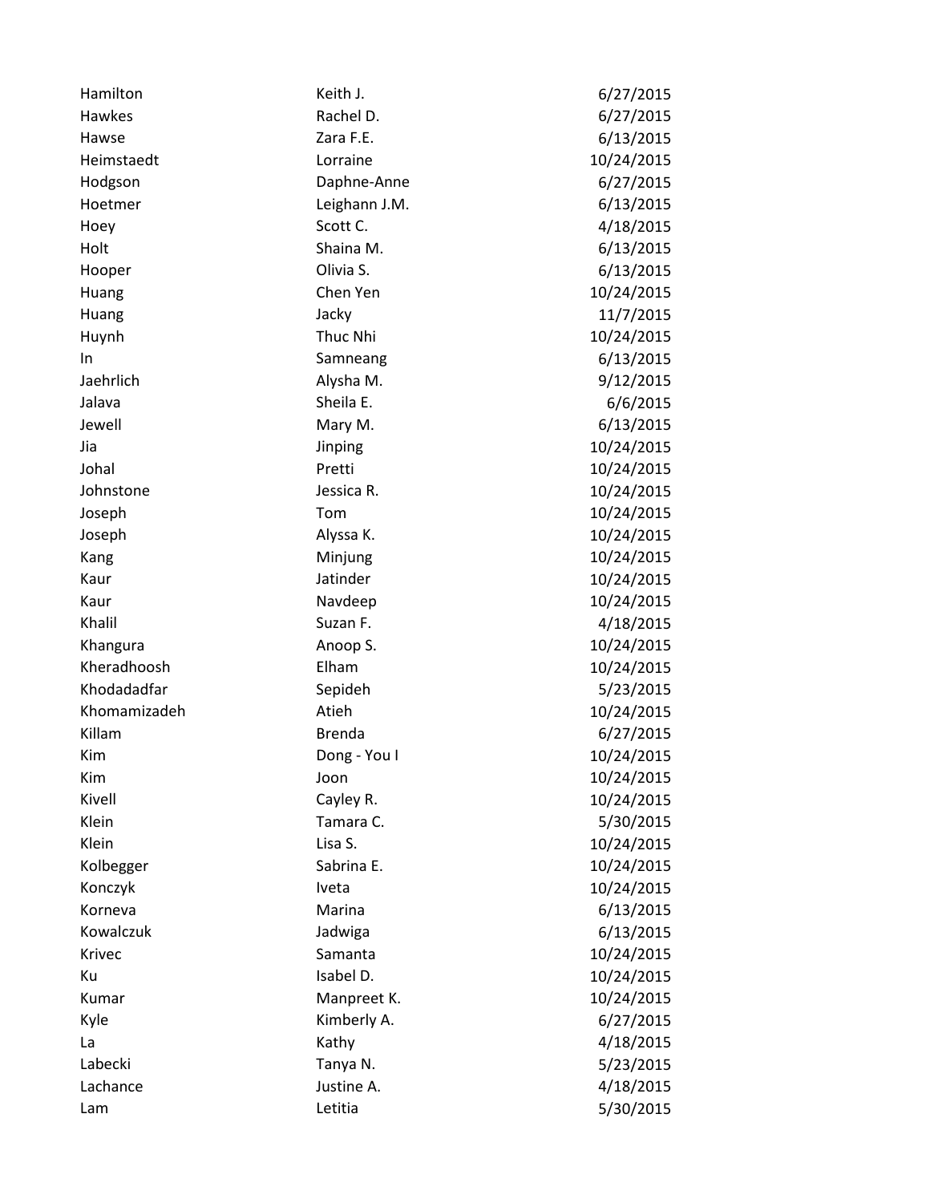| | | |
|---|---|---|
| Hamilton | Keith J. | 6/27/2015 |
| Hawkes | Rachel D. | 6/27/2015 |
| Hawse | Zara F.E. | 6/13/2015 |
| Heimstaedt | Lorraine | 10/24/2015 |
| Hodgson | Daphne-Anne | 6/27/2015 |
| Hoetmer | Leighann J.M. | 6/13/2015 |
| Hoey | Scott C. | 4/18/2015 |
| Holt | Shaina M. | 6/13/2015 |
| Hooper | Olivia S. | 6/13/2015 |
| Huang | Chen Yen | 10/24/2015 |
| Huang | Jacky | 11/7/2015 |
| Huynh | Thuc Nhi | 10/24/2015 |
| In | Samneang | 6/13/2015 |
| Jaehrlich | Alysha M. | 9/12/2015 |
| Jalava | Sheila E. | 6/6/2015 |
| Jewell | Mary M. | 6/13/2015 |
| Jia | Jinping | 10/24/2015 |
| Johal | Pretti | 10/24/2015 |
| Johnstone | Jessica R. | 10/24/2015 |
| Joseph | Tom | 10/24/2015 |
| Joseph | Alyssa K. | 10/24/2015 |
| Kang | Minjung | 10/24/2015 |
| Kaur | Jatinder | 10/24/2015 |
| Kaur | Navdeep | 10/24/2015 |
| Khalil | Suzan F. | 4/18/2015 |
| Khangura | Anoop S. | 10/24/2015 |
| Kheradhoosh | Elham | 10/24/2015 |
| Khodadadfar | Sepideh | 5/23/2015 |
| Khomamizadeh | Atieh | 10/24/2015 |
| Killam | Brenda | 6/27/2015 |
| Kim | Dong - You I | 10/24/2015 |
| Kim | Joon | 10/24/2015 |
| Kivell | Cayley R. | 10/24/2015 |
| Klein | Tamara C. | 5/30/2015 |
| Klein | Lisa S. | 10/24/2015 |
| Kolbegger | Sabrina E. | 10/24/2015 |
| Konczyk | Iveta | 10/24/2015 |
| Korneva | Marina | 6/13/2015 |
| Kowalczuk | Jadwiga | 6/13/2015 |
| Krivec | Samanta | 10/24/2015 |
| Ku | Isabel D. | 10/24/2015 |
| Kumar | Manpreet K. | 10/24/2015 |
| Kyle | Kimberly A. | 6/27/2015 |
| La | Kathy | 4/18/2015 |
| Labecki | Tanya N. | 5/23/2015 |
| Lachance | Justine A. | 4/18/2015 |
| Lam | Letitia | 5/30/2015 |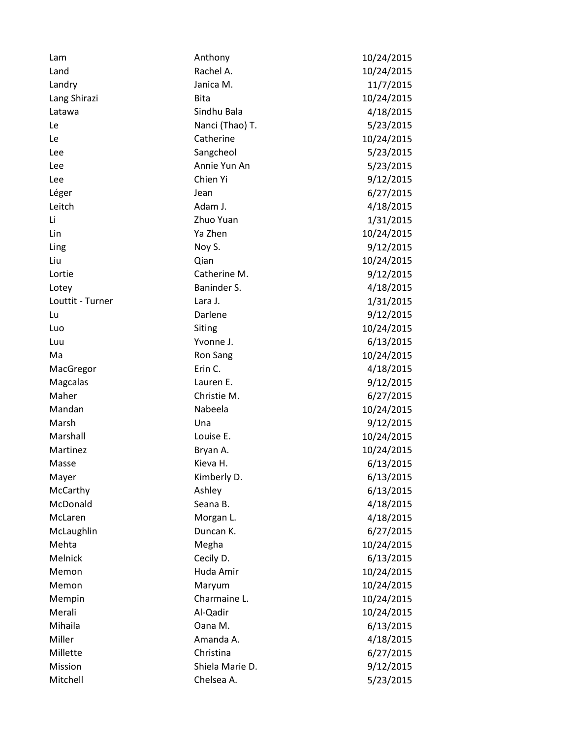| | | |
|---|---|---|
| Lam | Anthony | 10/24/2015 |
| Land | Rachel A. | 10/24/2015 |
| Landry | Janica M. | 11/7/2015 |
| Lang Shirazi | Bita | 10/24/2015 |
| Latawa | Sindhu Bala | 4/18/2015 |
| Le | Nanci (Thao) T. | 5/23/2015 |
| Le | Catherine | 10/24/2015 |
| Lee | Sangcheol | 5/23/2015 |
| Lee | Annie Yun An | 5/23/2015 |
| Lee | Chien Yi | 9/12/2015 |
| Léger | Jean | 6/27/2015 |
| Leitch | Adam J. | 4/18/2015 |
| Li | Zhuo Yuan | 1/31/2015 |
| Lin | Ya Zhen | 10/24/2015 |
| Ling | Noy S. | 9/12/2015 |
| Liu | Qian | 10/24/2015 |
| Lortie | Catherine M. | 9/12/2015 |
| Lotey | Baninder S. | 4/18/2015 |
| Louttit - Turner | Lara J. | 1/31/2015 |
| Lu | Darlene | 9/12/2015 |
| Luo | Siting | 10/24/2015 |
| Luu | Yvonne J. | 6/13/2015 |
| Ma | Ron Sang | 10/24/2015 |
| MacGregor | Erin C. | 4/18/2015 |
| Magcalas | Lauren E. | 9/12/2015 |
| Maher | Christie M. | 6/27/2015 |
| Mandan | Nabeela | 10/24/2015 |
| Marsh | Una | 9/12/2015 |
| Marshall | Louise E. | 10/24/2015 |
| Martinez | Bryan A. | 10/24/2015 |
| Masse | Kieva H. | 6/13/2015 |
| Mayer | Kimberly D. | 6/13/2015 |
| McCarthy | Ashley | 6/13/2015 |
| McDonald | Seana B. | 4/18/2015 |
| McLaren | Morgan L. | 4/18/2015 |
| McLaughlin | Duncan K. | 6/27/2015 |
| Mehta | Megha | 10/24/2015 |
| Melnick | Cecily D. | 6/13/2015 |
| Memon | Huda Amir | 10/24/2015 |
| Memon | Maryum | 10/24/2015 |
| Mempin | Charmaine L. | 10/24/2015 |
| Merali | Al-Qadir | 10/24/2015 |
| Mihaila | Oana M. | 6/13/2015 |
| Miller | Amanda A. | 4/18/2015 |
| Millette | Christina | 6/27/2015 |
| Mission | Shiela Marie D. | 9/12/2015 |
| Mitchell | Chelsea A. | 5/23/2015 |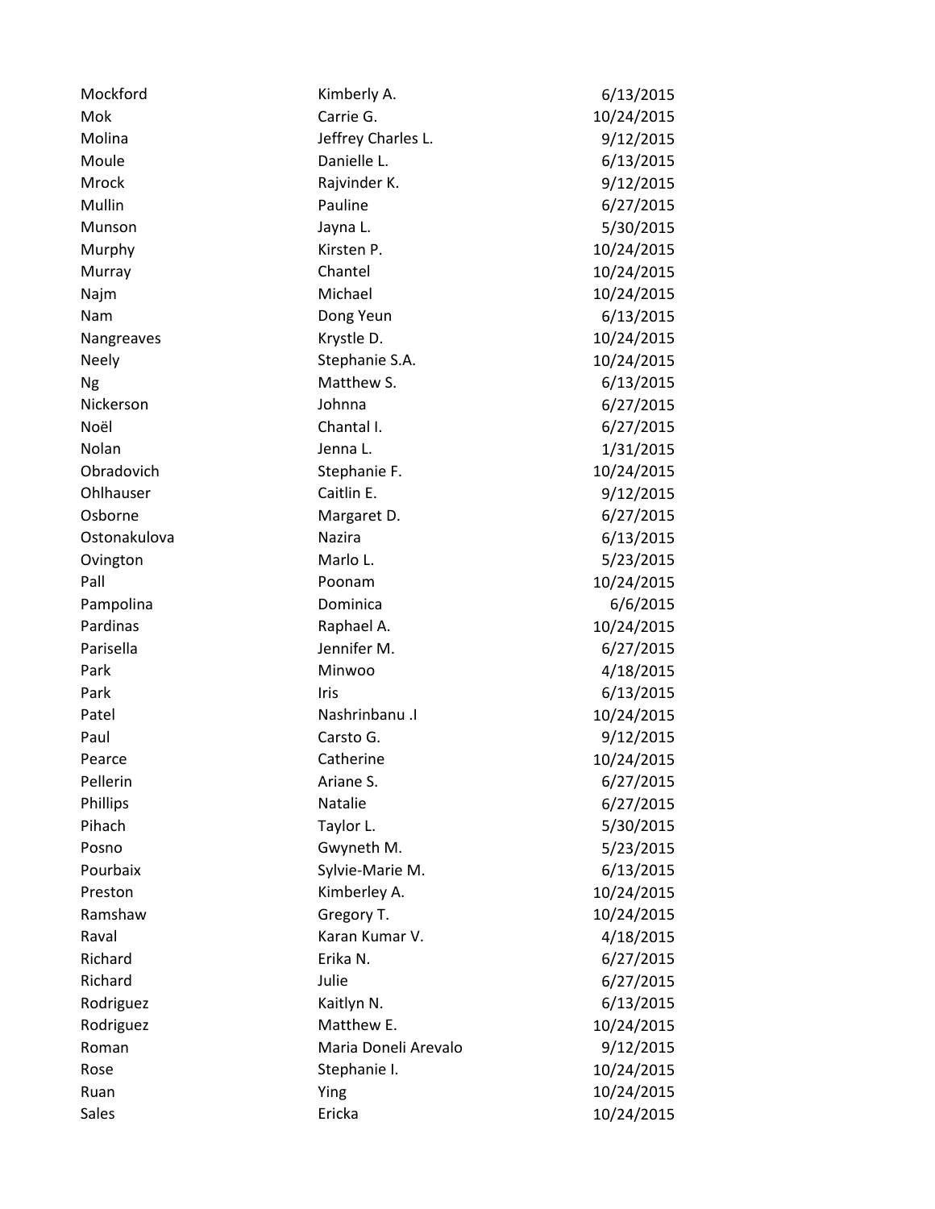| | | |
|---|---|---|
| Mockford | Kimberly A. | 6/13/2015 |
| Mok | Carrie G. | 10/24/2015 |
| Molina | Jeffrey Charles L. | 9/12/2015 |
| Moule | Danielle L. | 6/13/2015 |
| Mrock | Rajvinder K. | 9/12/2015 |
| Mullin | Pauline | 6/27/2015 |
| Munson | Jayna L. | 5/30/2015 |
| Murphy | Kirsten P. | 10/24/2015 |
| Murray | Chantel | 10/24/2015 |
| Najm | Michael | 10/24/2015 |
| Nam | Dong Yeun | 6/13/2015 |
| Nangreaves | Krystle D. | 10/24/2015 |
| Neely | Stephanie S.A. | 10/24/2015 |
| Ng | Matthew S. | 6/13/2015 |
| Nickerson | Johnna | 6/27/2015 |
| Noël | Chantal I. | 6/27/2015 |
| Nolan | Jenna L. | 1/31/2015 |
| Obradovich | Stephanie F. | 10/24/2015 |
| Ohlhauser | Caitlin E. | 9/12/2015 |
| Osborne | Margaret D. | 6/27/2015 |
| Ostonakulova | Nazira | 6/13/2015 |
| Ovington | Marlo L. | 5/23/2015 |
| Pall | Poonam | 10/24/2015 |
| Pampolina | Dominica | 6/6/2015 |
| Pardinas | Raphael A. | 10/24/2015 |
| Parisella | Jennifer M. | 6/27/2015 |
| Park | Minwoo | 4/18/2015 |
| Park | Iris | 6/13/2015 |
| Patel | Nashrinbanu .I | 10/24/2015 |
| Paul | Carsto G. | 9/12/2015 |
| Pearce | Catherine | 10/24/2015 |
| Pellerin | Ariane S. | 6/27/2015 |
| Phillips | Natalie | 6/27/2015 |
| Pihach | Taylor L. | 5/30/2015 |
| Posno | Gwyneth M. | 5/23/2015 |
| Pourbaix | Sylvie-Marie M. | 6/13/2015 |
| Preston | Kimberley A. | 10/24/2015 |
| Ramshaw | Gregory T. | 10/24/2015 |
| Raval | Karan Kumar V. | 4/18/2015 |
| Richard | Erika N. | 6/27/2015 |
| Richard | Julie | 6/27/2015 |
| Rodriguez | Kaitlyn N. | 6/13/2015 |
| Rodriguez | Matthew E. | 10/24/2015 |
| Roman | Maria Doneli Arevalo | 9/12/2015 |
| Rose | Stephanie I. | 10/24/2015 |
| Ruan | Ying | 10/24/2015 |
| Sales | Ericka | 10/24/2015 |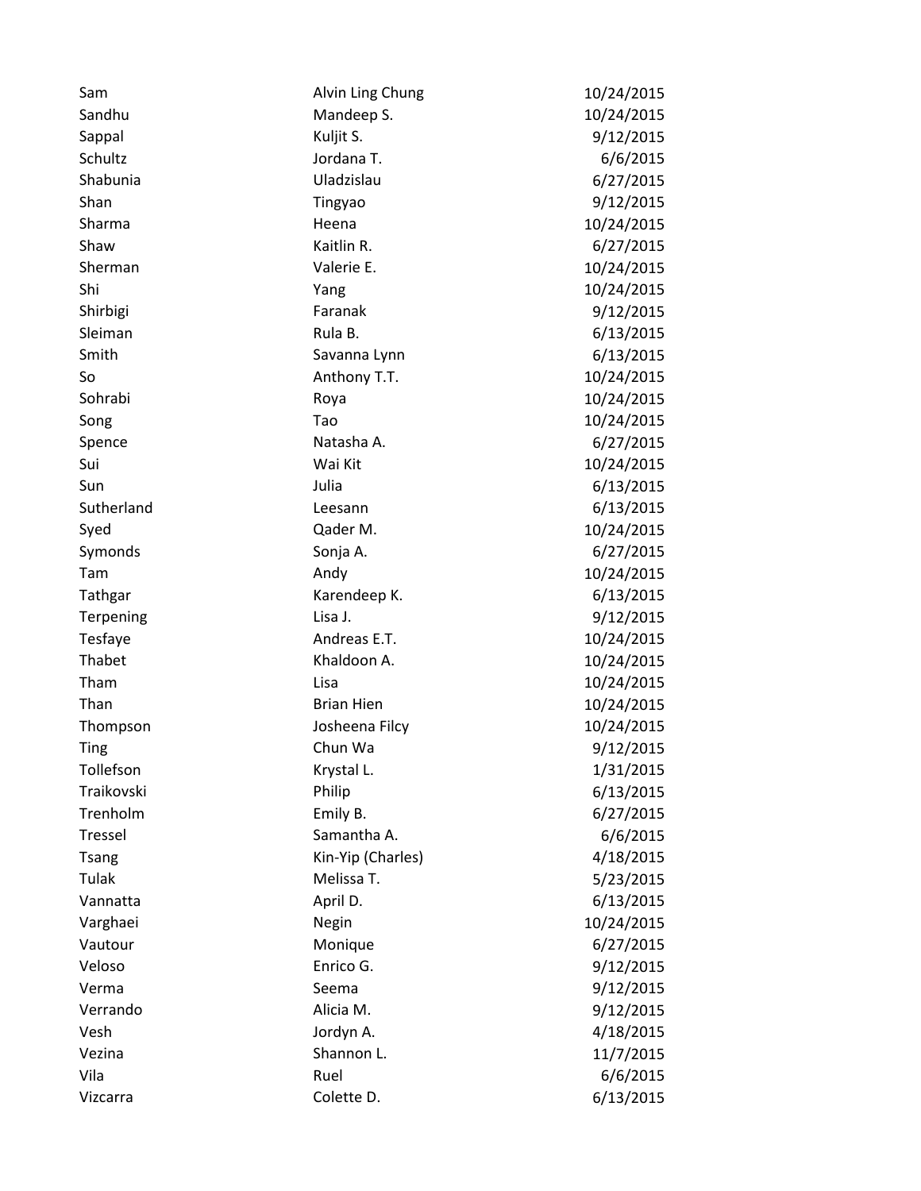| | | |
|---|---|---|
| Sam | Alvin Ling Chung | 10/24/2015 |
| Sandhu | Mandeep S. | 10/24/2015 |
| Sappal | Kuljit S. | 9/12/2015 |
| Schultz | Jordana T. | 6/6/2015 |
| Shabunia | Uladzislau | 6/27/2015 |
| Shan | Tingyao | 9/12/2015 |
| Sharma | Heena | 10/24/2015 |
| Shaw | Kaitlin R. | 6/27/2015 |
| Sherman | Valerie E. | 10/24/2015 |
| Shi | Yang | 10/24/2015 |
| Shirbigi | Faranak | 9/12/2015 |
| Sleiman | Rula B. | 6/13/2015 |
| Smith | Savanna Lynn | 6/13/2015 |
| So | Anthony T.T. | 10/24/2015 |
| Sohrabi | Roya | 10/24/2015 |
| Song | Tao | 10/24/2015 |
| Spence | Natasha A. | 6/27/2015 |
| Sui | Wai Kit | 10/24/2015 |
| Sun | Julia | 6/13/2015 |
| Sutherland | Leesann | 6/13/2015 |
| Syed | Qader M. | 10/24/2015 |
| Symonds | Sonja A. | 6/27/2015 |
| Tam | Andy | 10/24/2015 |
| Tathgar | Karendeep K. | 6/13/2015 |
| Terpening | Lisa J. | 9/12/2015 |
| Tesfaye | Andreas E.T. | 10/24/2015 |
| Thabet | Khaldoon A. | 10/24/2015 |
| Tham | Lisa | 10/24/2015 |
| Than | Brian Hien | 10/24/2015 |
| Thompson | Josheena Filcy | 10/24/2015 |
| Ting | Chun Wa | 9/12/2015 |
| Tollefson | Krystal L. | 1/31/2015 |
| Traikovski | Philip | 6/13/2015 |
| Trenholm | Emily B. | 6/27/2015 |
| Tressel | Samantha A. | 6/6/2015 |
| Tsang | Kin-Yip (Charles) | 4/18/2015 |
| Tulak | Melissa T. | 5/23/2015 |
| Vannatta | April D. | 6/13/2015 |
| Varghaei | Negin | 10/24/2015 |
| Vautour | Monique | 6/27/2015 |
| Veloso | Enrico G. | 9/12/2015 |
| Verma | Seema | 9/12/2015 |
| Verrando | Alicia M. | 9/12/2015 |
| Vesh | Jordyn A. | 4/18/2015 |
| Vezina | Shannon L. | 11/7/2015 |
| Vila | Ruel | 6/6/2015 |
| Vizcarra | Colette D. | 6/13/2015 |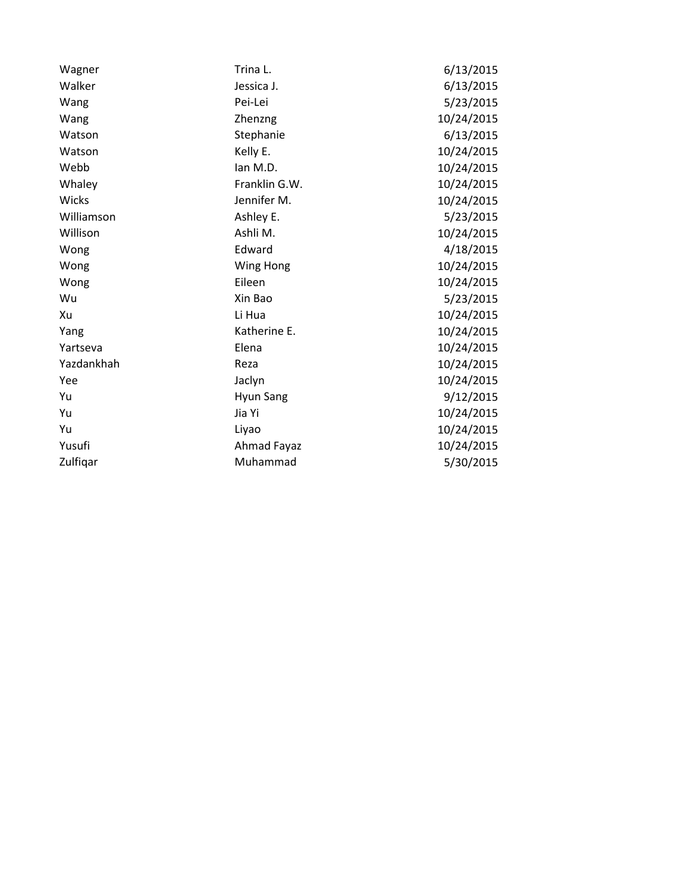| | | |
|---|---|---|
| Wagner | Trina L. | 6/13/2015 |
| Walker | Jessica J. | 6/13/2015 |
| Wang | Pei-Lei | 5/23/2015 |
| Wang | Zhenzng | 10/24/2015 |
| Watson | Stephanie | 6/13/2015 |
| Watson | Kelly E. | 10/24/2015 |
| Webb | Ian M.D. | 10/24/2015 |
| Whaley | Franklin G.W. | 10/24/2015 |
| Wicks | Jennifer M. | 10/24/2015 |
| Williamson | Ashley E. | 5/23/2015 |
| Willison | Ashli M. | 10/24/2015 |
| Wong | Edward | 4/18/2015 |
| Wong | Wing Hong | 10/24/2015 |
| Wong | Eileen | 10/24/2015 |
| Wu | Xin Bao | 5/23/2015 |
| Xu | Li Hua | 10/24/2015 |
| Yang | Katherine E. | 10/24/2015 |
| Yartseva | Elena | 10/24/2015 |
| Yazdankhah | Reza | 10/24/2015 |
| Yee | Jaclyn | 10/24/2015 |
| Yu | Hyun Sang | 9/12/2015 |
| Yu | Jia Yi | 10/24/2015 |
| Yu | Liyao | 10/24/2015 |
| Yusufi | Ahmad Fayaz | 10/24/2015 |
| Zulfiqar | Muhammad | 5/30/2015 |